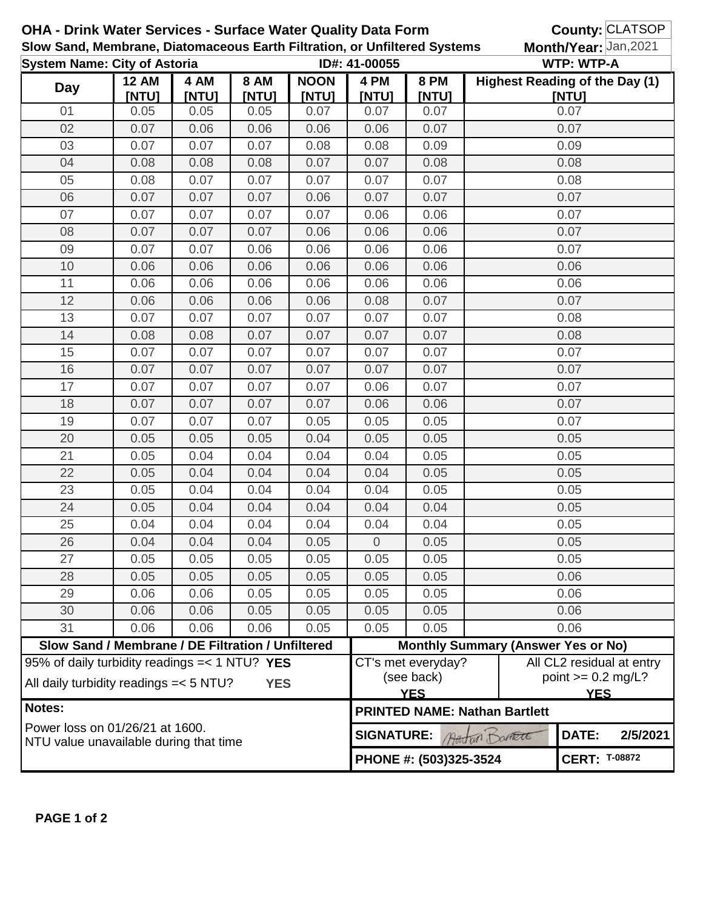# OHA - Drink Water Services - Surface Water Quality Data Form

**Slow Sand, Membrane, Diatomaceous Earth Filtration, or Unfiltered Systems**

**County:** CLATSOP
**Month/Year:** Jan,2021

**System Name: City of Astoria** **ID#: 41-00055** **WTP: WTP-A**

| Day | 12 AM [NTU] | 4 AM [NTU] | 8 AM [NTU] | NOON [NTU] | 4 PM [NTU] | 8 PM [NTU] | Highest Reading of the Day (1) [NTU] |
|---|---|---|---|---|---|---|---|
| 01 | 0.05 | 0.05 | 0.05 | 0.07 | 0.07 | 0.07 | 0.07 |
| 02 | 0.07 | 0.06 | 0.06 | 0.06 | 0.06 | 0.07 | 0.07 |
| 03 | 0.07 | 0.07 | 0.07 | 0.08 | 0.08 | 0.09 | 0.09 |
| 04 | 0.08 | 0.08 | 0.08 | 0.07 | 0.07 | 0.08 | 0.08 |
| 05 | 0.08 | 0.07 | 0.07 | 0.07 | 0.07 | 0.07 | 0.08 |
| 06 | 0.07 | 0.07 | 0.07 | 0.06 | 0.07 | 0.07 | 0.07 |
| 07 | 0.07 | 0.07 | 0.07 | 0.07 | 0.06 | 0.06 | 0.07 |
| 08 | 0.07 | 0.07 | 0.07 | 0.06 | 0.06 | 0.06 | 0.07 |
| 09 | 0.07 | 0.07 | 0.06 | 0.06 | 0.06 | 0.06 | 0.07 |
| 10 | 0.06 | 0.06 | 0.06 | 0.06 | 0.06 | 0.06 | 0.06 |
| 11 | 0.06 | 0.06 | 0.06 | 0.06 | 0.06 | 0.06 | 0.06 |
| 12 | 0.06 | 0.06 | 0.06 | 0.06 | 0.08 | 0.07 | 0.07 |
| 13 | 0.07 | 0.07 | 0.07 | 0.07 | 0.07 | 0.07 | 0.08 |
| 14 | 0.08 | 0.08 | 0.07 | 0.07 | 0.07 | 0.07 | 0.08 |
| 15 | 0.07 | 0.07 | 0.07 | 0.07 | 0.07 | 0.07 | 0.07 |
| 16 | 0.07 | 0.07 | 0.07 | 0.07 | 0.07 | 0.07 | 0.07 |
| 17 | 0.07 | 0.07 | 0.07 | 0.07 | 0.06 | 0.07 | 0.07 |
| 18 | 0.07 | 0.07 | 0.07 | 0.07 | 0.06 | 0.06 | 0.07 |
| 19 | 0.07 | 0.07 | 0.07 | 0.05 | 0.05 | 0.05 | 0.07 |
| 20 | 0.05 | 0.05 | 0.05 | 0.04 | 0.05 | 0.05 | 0.05 |
| 21 | 0.05 | 0.04 | 0.04 | 0.04 | 0.04 | 0.05 | 0.05 |
| 22 | 0.05 | 0.04 | 0.04 | 0.04 | 0.04 | 0.05 | 0.05 |
| 23 | 0.05 | 0.04 | 0.04 | 0.04 | 0.04 | 0.05 | 0.05 |
| 24 | 0.05 | 0.04 | 0.04 | 0.04 | 0.04 | 0.04 | 0.05 |
| 25 | 0.04 | 0.04 | 0.04 | 0.04 | 0.04 | 0.04 | 0.05 |
| 26 | 0.04 | 0.04 | 0.04 | 0.05 | 0 | 0.05 | 0.05 |
| 27 | 0.05 | 0.05 | 0.05 | 0.05 | 0.05 | 0.05 | 0.05 |
| 28 | 0.05 | 0.05 | 0.05 | 0.05 | 0.05 | 0.05 | 0.06 |
| 29 | 0.06 | 0.06 | 0.05 | 0.05 | 0.05 | 0.05 | 0.06 |
| 30 | 0.06 | 0.06 | 0.05 | 0.05 | 0.05 | 0.05 | 0.06 |
| 31 | 0.06 | 0.06 | 0.06 | 0.05 | 0.05 | 0.05 | 0.06 |

**Slow Sand / Membrane / DE Filtration / Unfiltered**

95% of daily turbidity readings =< 1 NTU? **YES**

All daily turbidity readings =< 5 NTU? **YES**

**Monthly Summary (Answer Yes or No)**

| CT's met everyday? (see back) | All CL2 residual at entry point >= 0.2 mg/L? |
|---|---|
| **YES** | **YES** |

**Notes:**

Power loss on 01/26/21 at 1600.
NTU value unavailable during that time

**PRINTED NAME: Nathan Bartlett**

**SIGNATURE:** Nathan Bartlett **DATE:** **2/5/2021**

**PHONE #: (503)325-3524** **CERT: T-08872**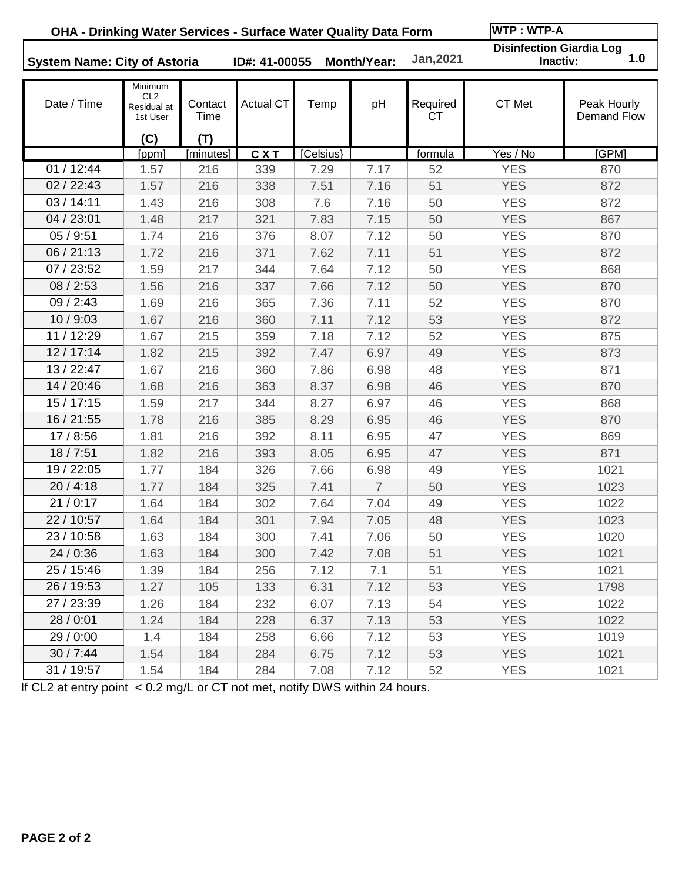**OHA - Drinking Water Services - Surface Water Quality Data Form**

**WTP : WTP-A**

**System Name: City of Astoria** **ID#: 41-00055** **Month/Year:** **Jan,2021**

**Disinfection Giardia Log Inactiv:** **1.0**

| Date / Time | Minimum $CL_2$ Residual at 1st User (C) | Contact Time (T) | Actual CT | Temp | pH | Required CT | CT Met | Peak Hourly Demand Flow |
|---|---|---|---|---|---|---|---|---|
| | [ppm] | [minutes] | C X T | [Celsius} | | formula | Yes / No | [GPM] |
| 01 / 12:44 | 1.57 | 216 | 339 | 7.29 | 7.17 | 52 | YES | 870 |
| 02 / 22:43 | 1.57 | 216 | 338 | 7.51 | 7.16 | 51 | YES | 872 |
| 03 / 14:11 | 1.43 | 216 | 308 | 7.6 | 7.16 | 50 | YES | 872 |
| 04 / 23:01 | 1.48 | 217 | 321 | 7.83 | 7.15 | 50 | YES | 867 |
| 05 / 9:51 | 1.74 | 216 | 376 | 8.07 | 7.12 | 50 | YES | 870 |
| 06 / 21:13 | 1.72 | 216 | 371 | 7.62 | 7.11 | 51 | YES | 872 |
| 07 / 23:52 | 1.59 | 217 | 344 | 7.64 | 7.12 | 50 | YES | 868 |
| 08 / 2:53 | 1.56 | 216 | 337 | 7.66 | 7.12 | 50 | YES | 870 |
| 09 / 2:43 | 1.69 | 216 | 365 | 7.36 | 7.11 | 52 | YES | 870 |
| 10 / 9:03 | 1.67 | 216 | 360 | 7.11 | 7.12 | 53 | YES | 872 |
| 11 / 12:29 | 1.67 | 215 | 359 | 7.18 | 7.12 | 52 | YES | 875 |
| 12 / 17:14 | 1.82 | 215 | 392 | 7.47 | 6.97 | 49 | YES | 873 |
| 13 / 22:47 | 1.67 | 216 | 360 | 7.86 | 6.98 | 48 | YES | 871 |
| 14 / 20:46 | 1.68 | 216 | 363 | 8.37 | 6.98 | 46 | YES | 870 |
| 15 / 17:15 | 1.59 | 217 | 344 | 8.27 | 6.97 | 46 | YES | 868 |
| 16 / 21:55 | 1.78 | 216 | 385 | 8.29 | 6.95 | 46 | YES | 870 |
| 17 / 8:56 | 1.81 | 216 | 392 | 8.11 | 6.95 | 47 | YES | 869 |
| 18 / 7:51 | 1.82 | 216 | 393 | 8.05 | 6.95 | 47 | YES | 871 |
| 19 / 22:05 | 1.77 | 184 | 326 | 7.66 | 6.98 | 49 | YES | 1021 |
| 20 / 4:18 | 1.77 | 184 | 325 | 7.41 | 7 | 50 | YES | 1023 |
| 21 / 0:17 | 1.64 | 184 | 302 | 7.64 | 7.04 | 49 | YES | 1022 |
| 22 / 10:57 | 1.64 | 184 | 301 | 7.94 | 7.05 | 48 | YES | 1023 |
| 23 / 10:58 | 1.63 | 184 | 300 | 7.41 | 7.06 | 50 | YES | 1020 |
| 24 / 0:36 | 1.63 | 184 | 300 | 7.42 | 7.08 | 51 | YES | 1021 |
| 25 / 15:46 | 1.39 | 184 | 256 | 7.12 | 7.1 | 51 | YES | 1021 |
| 26 / 19:53 | 1.27 | 105 | 133 | 6.31 | 7.12 | 53 | YES | 1798 |
| 27 / 23:39 | 1.26 | 184 | 232 | 6.07 | 7.13 | 54 | YES | 1022 |
| 28 / 0:01 | 1.24 | 184 | 228 | 6.37 | 7.13 | 53 | YES | 1022 |
| 29 / 0:00 | 1.4 | 184 | 258 | 6.66 | 7.12 | 53 | YES | 1019 |
| 30 / 7:44 | 1.54 | 184 | 284 | 6.75 | 7.12 | 53 | YES | 1021 |
| 31 / 19:57 | 1.54 | 184 | 284 | 7.08 | 7.12 | 52 | YES | 1021 |

If CL2 at entry point < 0.2 mg/L or CT not met, notify DWS within 24 hours.